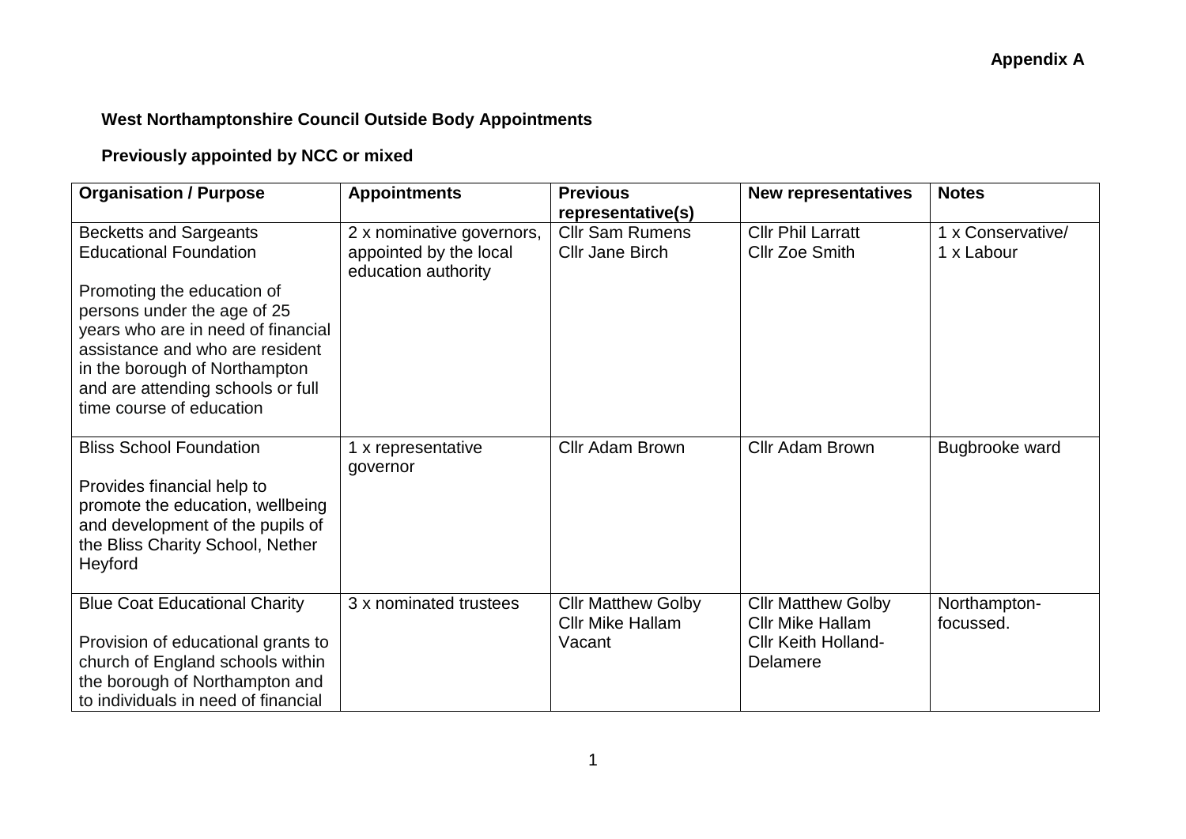**Appendix A**

## West Northamptonshire Council Outside Body Appointments

### Previously appointed by NCC or mixed

| Organisation / Purpose | Appointments | Previous representative(s) | New representatives | Notes |
|---|---|---|---|---|
| Becketts and Sargeants Educational Foundation<br><br>Promoting the education of persons under the age of 25 years who are in need of financial assistance and who are resident in the borough of Northampton and are attending schools or full time course of education | 2 x nominative governors, appointed by the local education authority | Cllr Sam Rumens<br>Cllr Jane Birch | Cllr Phil Larratt<br>Cllr Zoe Smith | 1 x Conservative/<br>1 x Labour |
| Bliss School Foundation<br><br>Provides financial help to promote the education, wellbeing and development of the pupils of the Bliss Charity School, Nether Heyford | 1 x representative governor | Cllr Adam Brown | Cllr Adam Brown | Bugbrooke ward |
| Blue Coat Educational Charity<br><br>Provision of educational grants to church of England schools within the borough of Northampton and to individuals in need of financial | 3 x nominated trustees | Cllr Matthew Golby<br>Cllr Mike Hallam<br>Vacant | Cllr Matthew Golby<br>Cllr Mike Hallam<br>Cllr Keith Holland-Delamere | Northampton-focussed. |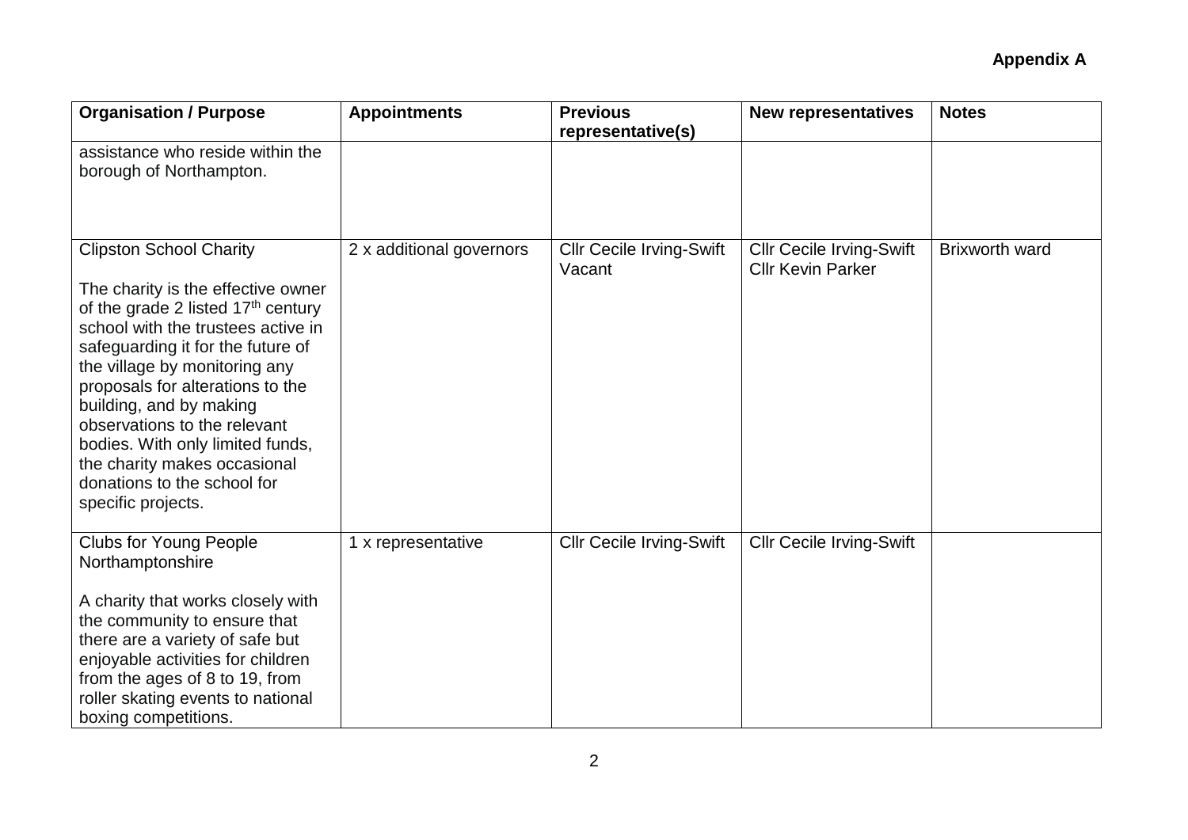**Appendix A**

| Organisation / Purpose | Appointments | Previous representative(s) | New representatives | Notes |
|---|---|---|---|---|
| assistance who reside within the borough of Northampton. | | | | |
| Clipston School Charity<br><br>The charity is the effective owner of the grade 2 listed 17th century school with the trustees active in safeguarding it for the future of the village by monitoring any proposals for alterations to the building, and by making observations to the relevant bodies. With only limited funds, the charity makes occasional donations to the school for specific projects. | 2 x additional governors | Cllr Cecile Irving-Swift<br>Vacant | Cllr Cecile Irving-Swift<br>Cllr Kevin Parker | Brixworth ward |
| Clubs for Young People Northamptonshire<br><br>A charity that works closely with the community to ensure that there are a variety of safe but enjoyable activities for children from the ages of 8 to 19, from roller skating events to national boxing competitions. | 1 x representative | Cllr Cecile Irving-Swift | Cllr Cecile Irving-Swift | |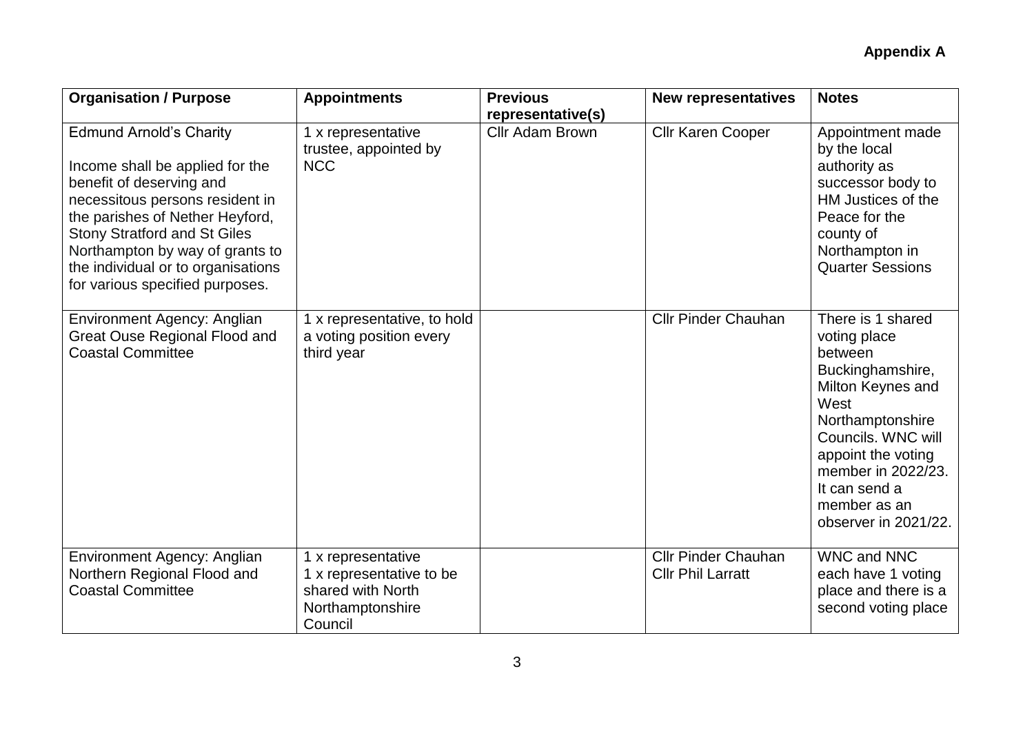**Appendix A**

| Organisation / Purpose | Appointments | Previous representative(s) | New representatives | Notes |
|---|---|---|---|---|
| Edmund Arnold's Charity<br><br>Income shall be applied for the benefit of deserving and necessitous persons resident in the parishes of Nether Heyford, Stony Stratford and St Giles Northampton by way of grants to the individual or to organisations for various specified purposes. | 1 x representative trustee, appointed by NCC | Cllr Adam Brown | Cllr Karen Cooper | Appointment made by the local authority as successor body to HM Justices of the Peace for the county of Northampton in Quarter Sessions |
| Environment Agency: Anglian Great Ouse Regional Flood and Coastal Committee | 1 x representative, to hold a voting position every third year | | Cllr Pinder Chauhan | There is 1 shared voting place between Buckinghamshire, Milton Keynes and West Northamptonshire Councils. WNC will appoint the voting member in 2022/23. It can send a member as an observer in 2021/22. |
| Environment Agency: Anglian Northern Regional Flood and Coastal Committee | 1 x representative<br>1 x representative to be shared with North Northamptonshire Council | | Cllr Pinder Chauhan<br>Cllr Phil Larratt | WNC and NNC each have 1 voting place and there is a second voting place |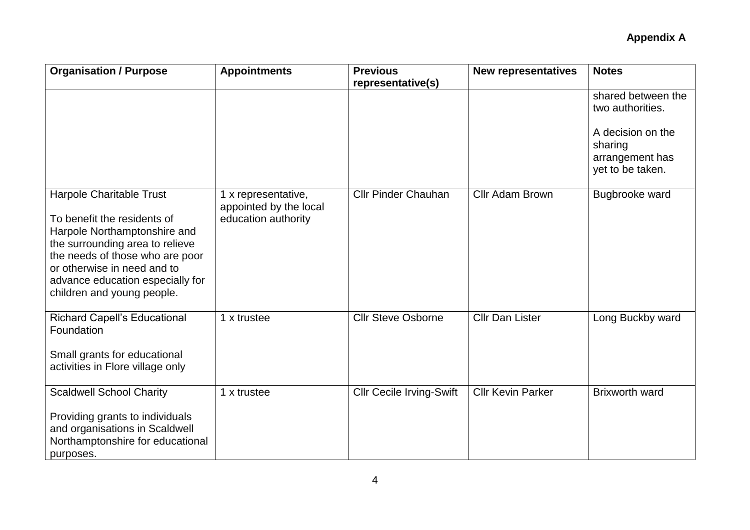**Appendix A**

| Organisation / Purpose | Appointments | Previous representative(s) | New representatives | Notes |
|---|---|---|---|---|
| | | | | shared between the two authorities.<br><br>A decision on the sharing arrangement has yet to be taken. |
| Harpole Charitable Trust<br><br>To benefit the residents of Harpole Northamptonshire and the surrounding area to relieve the needs of those who are poor or otherwise in need and to advance education especially for children and young people. | 1 x representative, appointed by the local education authority | Cllr Pinder Chauhan | Cllr Adam Brown | Bugbrooke ward |
| Richard Capell's Educational Foundation<br><br>Small grants for educational activities in Flore village only | 1 x trustee | Cllr Steve Osborne | Cllr Dan Lister | Long Buckby ward |
| Scaldwell School Charity<br><br>Providing grants to individuals and organisations in Scaldwell Northamptonshire for educational purposes. | 1 x trustee | Cllr Cecile Irving-Swift | Cllr Kevin Parker | Brixworth ward |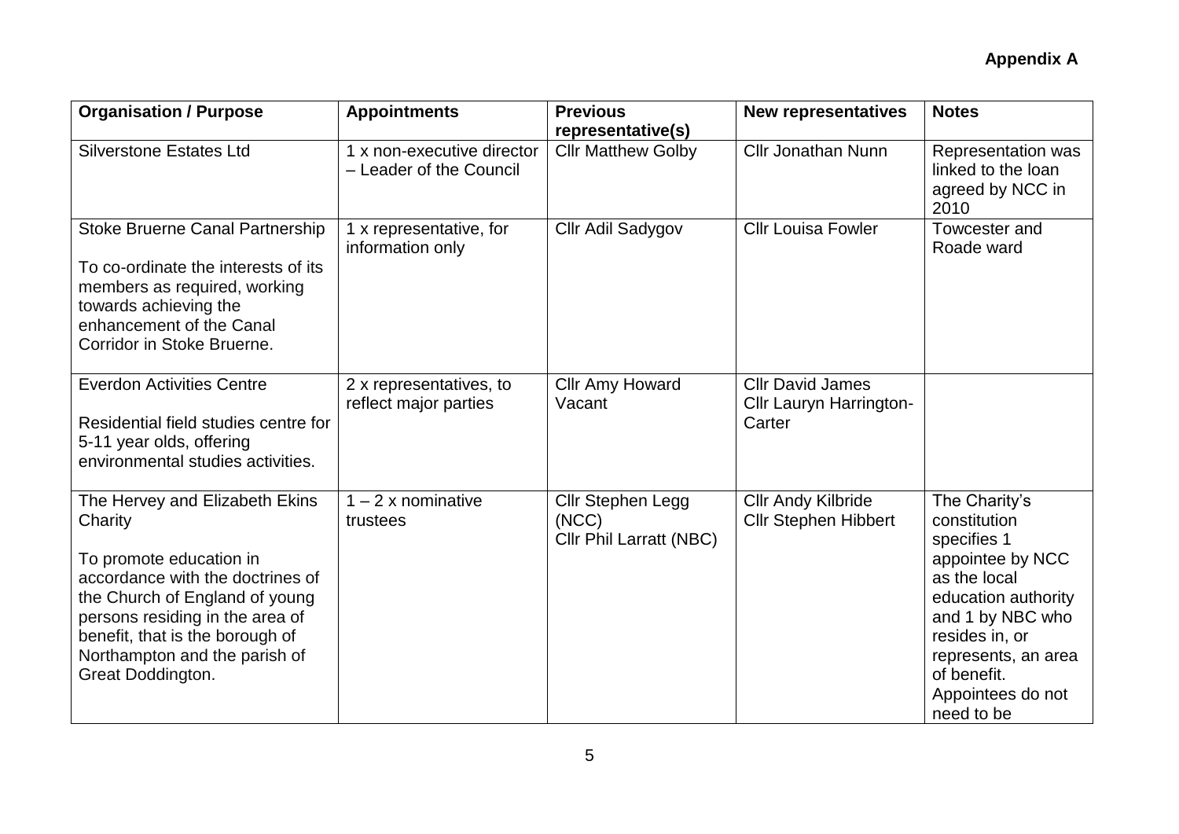**Appendix A**

| Organisation / Purpose | Appointments | Previous representative(s) | New representatives | Notes |
|---|---|---|---|---|
| Silverstone Estates Ltd | 1 x non-executive director – Leader of the Council | Cllr Matthew Golby | Cllr Jonathan Nunn | Representation was linked to the loan agreed by NCC in 2010 |
| Stoke Bruerne Canal Partnership<br><br>To co-ordinate the interests of its members as required, working towards achieving the enhancement of the Canal Corridor in Stoke Bruerne. | 1 x representative, for information only | Cllr Adil Sadygov | Cllr Louisa Fowler | Towcester and Roade ward |
| Everdon Activities Centre<br><br>Residential field studies centre for 5-11 year olds, offering environmental studies activities. | 2 x representatives, to reflect major parties | Cllr Amy Howard<br>Vacant | Cllr David James<br>Cllr Lauryn Harrington-Carter | |
| The Hervey and Elizabeth Ekins Charity<br><br>To promote education in accordance with the doctrines of the Church of England of young persons residing in the area of benefit, that is the borough of Northampton and the parish of Great Doddington. | 1 – 2 x nominative trustees | Cllr Stephen Legg (NCC)<br>Cllr Phil Larratt (NBC) | Cllr Andy Kilbride<br>Cllr Stephen Hibbert | The Charity's constitution specifies 1 appointee by NCC as the local education authority and 1 by NBC who resides in, or represents, an area of benefit. Appointees do not need to be |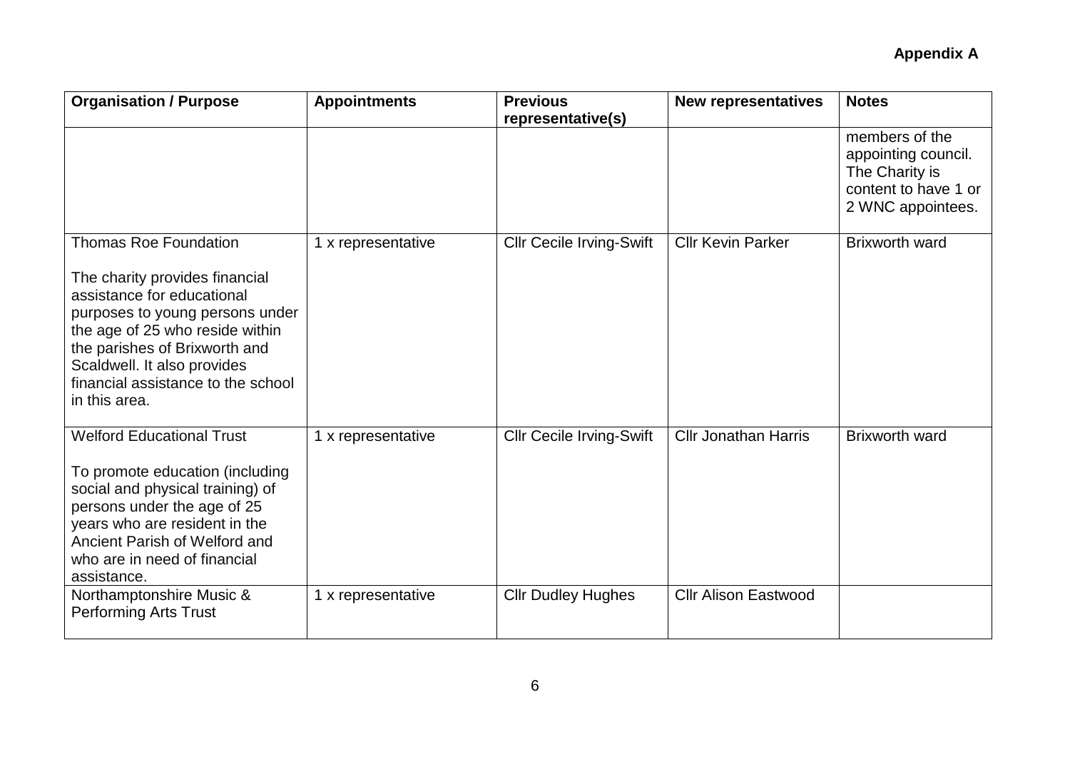**Appendix A**

| Organisation / Purpose | Appointments | Previous representative(s) | New representatives | Notes |
|---|---|---|---|---|
| | | | | members of the appointing council. The Charity is content to have 1 or 2 WNC appointees. |
| Thomas Roe Foundation<br><br>The charity provides financial assistance for educational purposes to young persons under the age of 25 who reside within the parishes of Brixworth and Scaldwell. It also provides financial assistance to the school in this area. | 1 x representative | Cllr Cecile Irving-Swift | Cllr Kevin Parker | Brixworth ward |
| Welford Educational Trust<br><br>To promote education (including social and physical training) of persons under the age of 25 years who are resident in the Ancient Parish of Welford and who are in need of financial assistance. | 1 x representative | Cllr Cecile Irving-Swift | Cllr Jonathan Harris | Brixworth ward |
| Northamptonshire Music & Performing Arts Trust | 1 x representative | Cllr Dudley Hughes | Cllr Alison Eastwood | |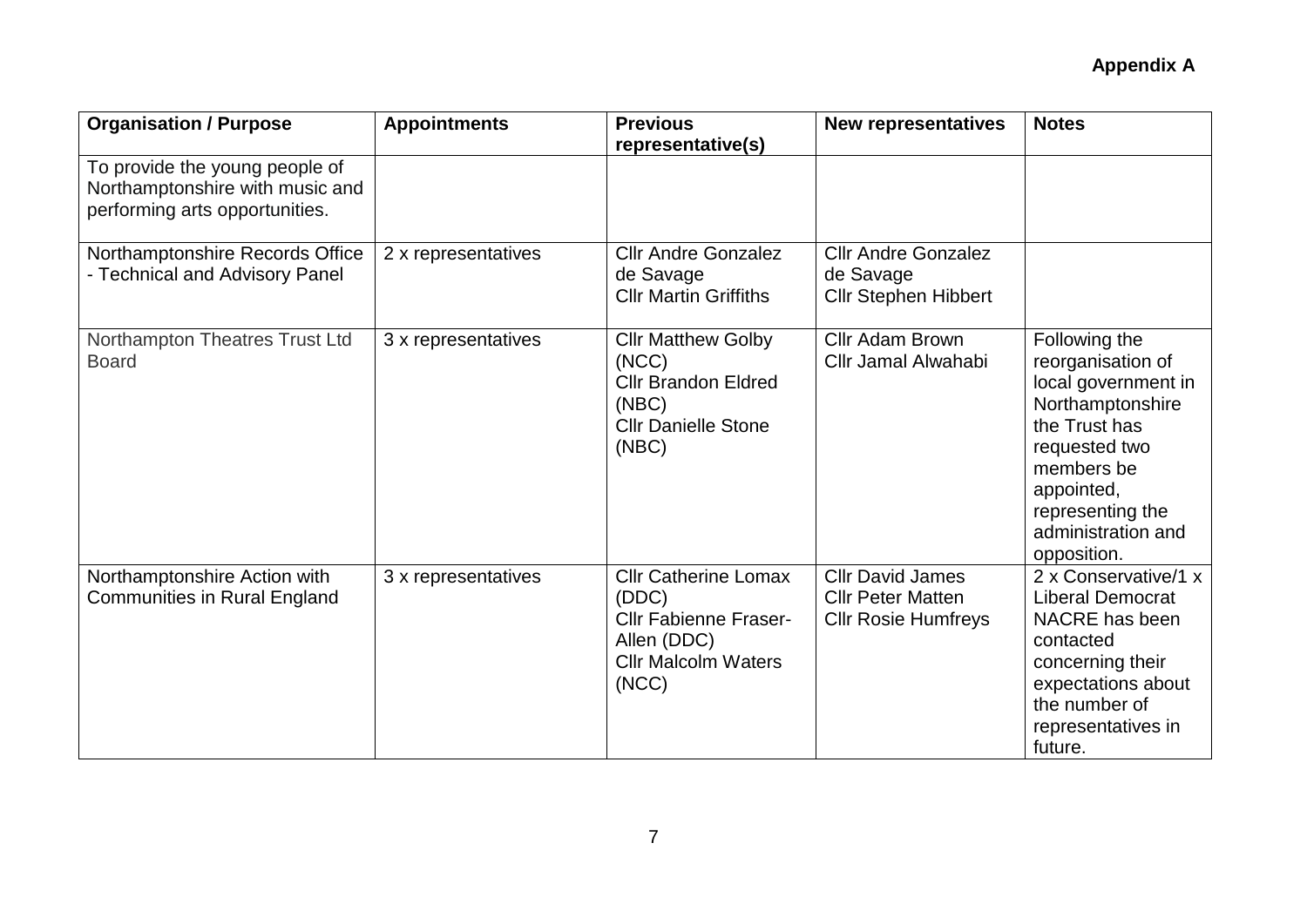**Appendix A**

| Organisation / Purpose | Appointments | Previous representative(s) | New representatives | Notes |
|---|---|---|---|---|
| To provide the young people of Northamptonshire with music and performing arts opportunities. | | | | |
| Northamptonshire Records Office - Technical and Advisory Panel | 2 x representatives | Cllr Andre Gonzalez de Savage<br>Cllr Martin Griffiths | Cllr Andre Gonzalez de Savage<br>Cllr Stephen Hibbert | |
| Northampton Theatres Trust Ltd Board | 3 x representatives | Cllr Matthew Golby (NCC)<br>Cllr Brandon Eldred (NBC)<br>Cllr Danielle Stone (NBC) | Cllr Adam Brown<br>Cllr Jamal Alwahabi | Following the reorganisation of local government in Northamptonshire the Trust has requested two members be appointed, representing the administration and opposition. |
| Northamptonshire Action with Communities in Rural England | 3 x representatives | Cllr Catherine Lomax (DDC)<br>Cllr Fabienne Fraser-Allen (DDC)<br>Cllr Malcolm Waters (NCC) | Cllr David James<br>Cllr Peter Matten<br>Cllr Rosie Humfreys | 2 x Conservative/1 x Liberal Democrat<br>NACRE has been contacted concerning their expectations about the number of representatives in future. |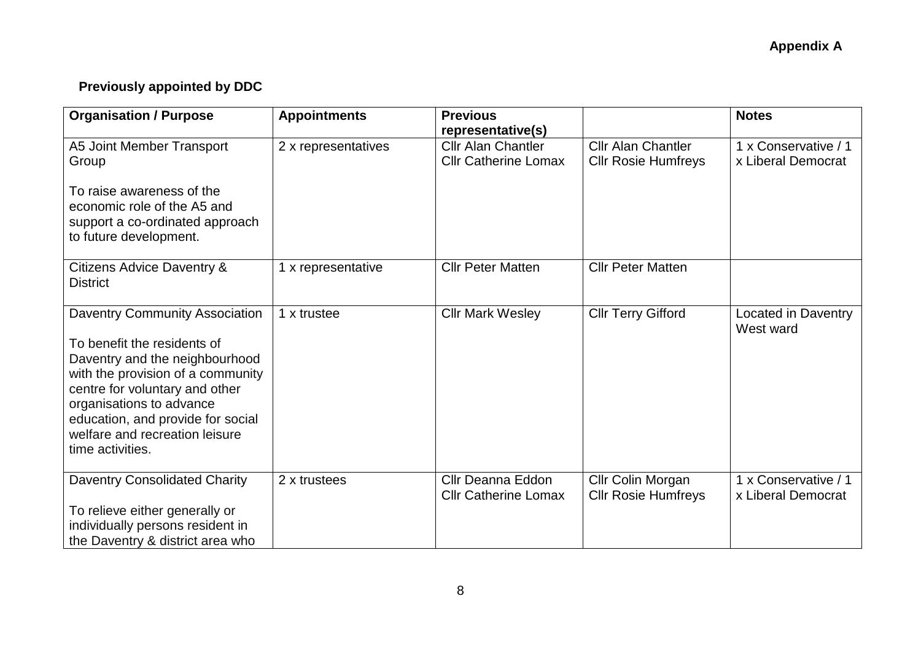**Appendix A**

**Previously appointed by DDC**

| Organisation / Purpose | Appointments | Previous representative(s) | | Notes |
|---|---|---|---|---|
| A5 Joint Member Transport Group<br><br>To raise awareness of the economic role of the A5 and support a co-ordinated approach to future development. | 2 x representatives | Cllr Alan Chantler<br>Cllr Catherine Lomax | Cllr Alan Chantler<br>Cllr Rosie Humfreys | 1 x Conservative / 1 x Liberal Democrat |
| Citizens Advice Daventry & District | 1 x representative | Cllr Peter Matten | Cllr Peter Matten | |
| Daventry Community Association<br><br>To benefit the residents of Daventry and the neighbourhood with the provision of a community centre for voluntary and other organisations to advance education, and provide for social welfare and recreation leisure time activities. | 1 x trustee | Cllr Mark Wesley | Cllr Terry Gifford | Located in Daventry West ward |
| Daventry Consolidated Charity<br><br>To relieve either generally or individually persons resident in the Daventry & district area who | 2 x trustees | Cllr Deanna Eddon<br>Cllr Catherine Lomax | Cllr Colin Morgan<br>Cllr Rosie Humfreys | 1 x Conservative / 1 x Liberal Democrat |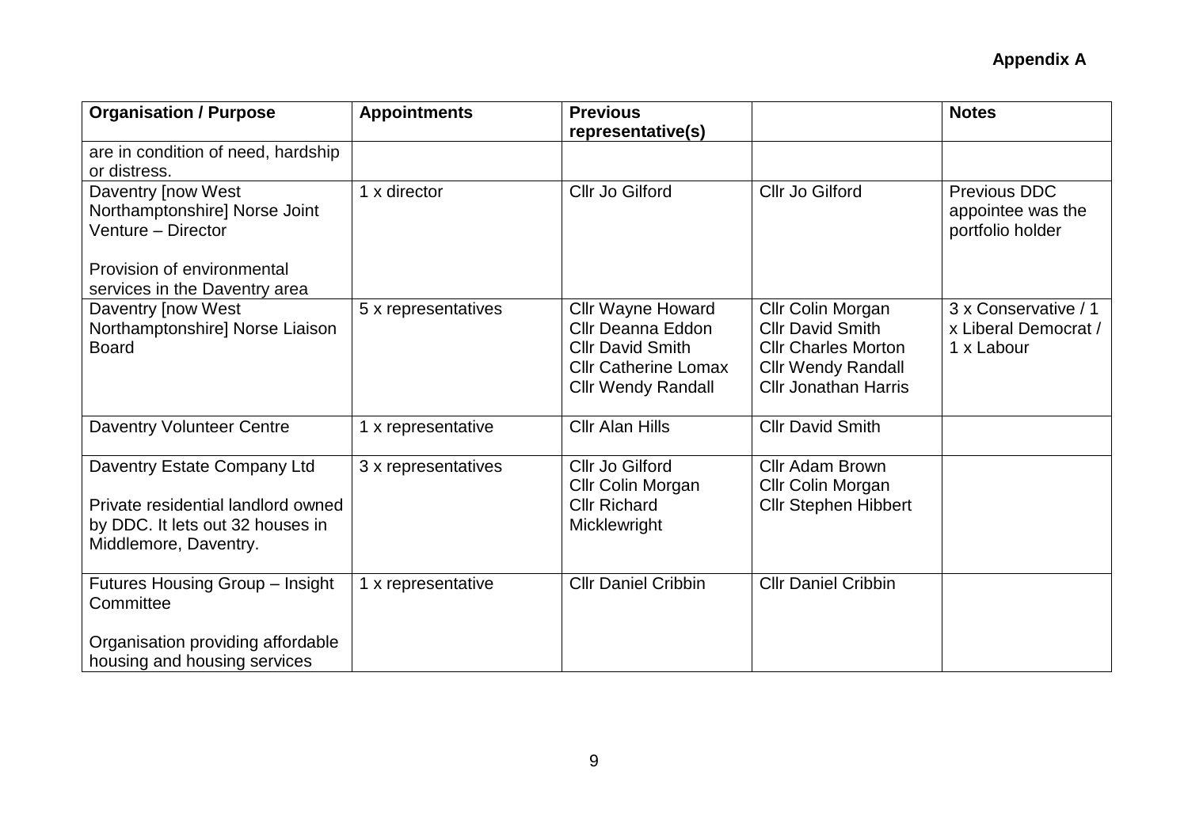**Appendix A**

| Organisation / Purpose | Appointments | Previous representative(s) | | Notes |
|---|---|---|---|---|
| are in condition of need, hardship or distress. | | | | |
| Daventry [now West Northamptonshire] Norse Joint Venture – Director<br><br>Provision of environmental services in the Daventry area | 1 x director | Cllr Jo Gilford | Cllr Jo Gilford | Previous DDC appointee was the portfolio holder |
| Daventry [now West Northamptonshire] Norse Liaison Board | 5 x representatives | Cllr Wayne Howard<br>Cllr Deanna Eddon<br>Cllr David Smith<br>Cllr Catherine Lomax<br>Cllr Wendy Randall | Cllr Colin Morgan<br>Cllr David Smith<br>Cllr Charles Morton<br>Cllr Wendy Randall<br>Cllr Jonathan Harris | 3 x Conservative / 1 x Liberal Democrat / 1 x Labour |
| Daventry Volunteer Centre | 1 x representative | Cllr Alan Hills | Cllr David Smith | |
| Daventry Estate Company Ltd<br><br>Private residential landlord owned by DDC. It lets out 32 houses in Middlemore, Daventry. | 3 x representatives | Cllr Jo Gilford<br>Cllr Colin Morgan<br>Cllr Richard Micklewright | Cllr Adam Brown<br>Cllr Colin Morgan<br>Cllr Stephen Hibbert | |
| Futures Housing Group – Insight Committee<br><br>Organisation providing affordable housing and housing services | 1 x representative | Cllr Daniel Cribbin | Cllr Daniel Cribbin | |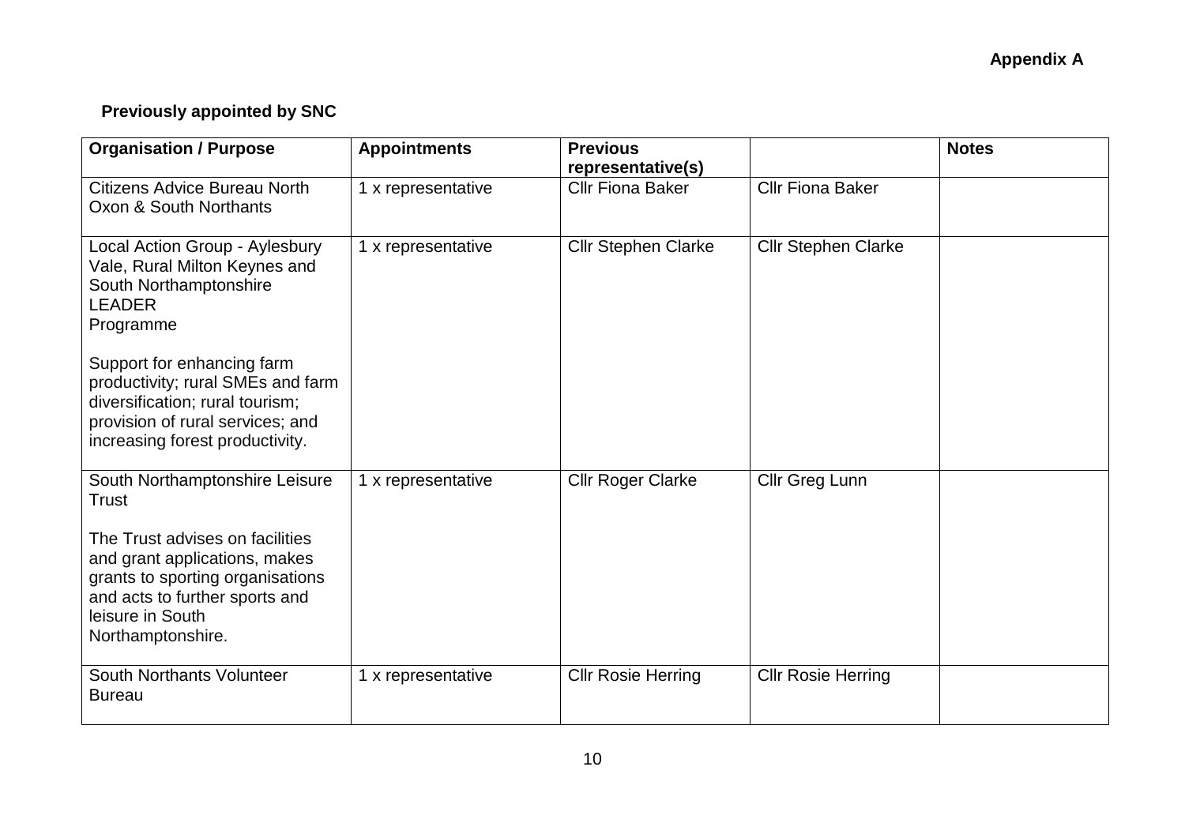**Appendix A**

**Previously appointed by SNC**

| Organisation / Purpose | Appointments | Previous representative(s) | | Notes |
|---|---|---|---|---|
| Citizens Advice Bureau North Oxon & South Northants | 1 x representative | Cllr Fiona Baker | Cllr Fiona Baker | |
| Local Action Group - Aylesbury Vale, Rural Milton Keynes and South Northamptonshire LEADER Programme<br><br>Support for enhancing farm productivity; rural SMEs and farm diversification; rural tourism; provision of rural services; and increasing forest productivity. | 1 x representative | Cllr Stephen Clarke | Cllr Stephen Clarke | |
| South Northamptonshire Leisure Trust<br><br>The Trust advises on facilities and grant applications, makes grants to sporting organisations and acts to further sports and leisure in South Northamptonshire. | 1 x representative | Cllr Roger Clarke | Cllr Greg Lunn | |
| South Northants Volunteer Bureau | 1 x representative | Cllr Rosie Herring | Cllr Rosie Herring | |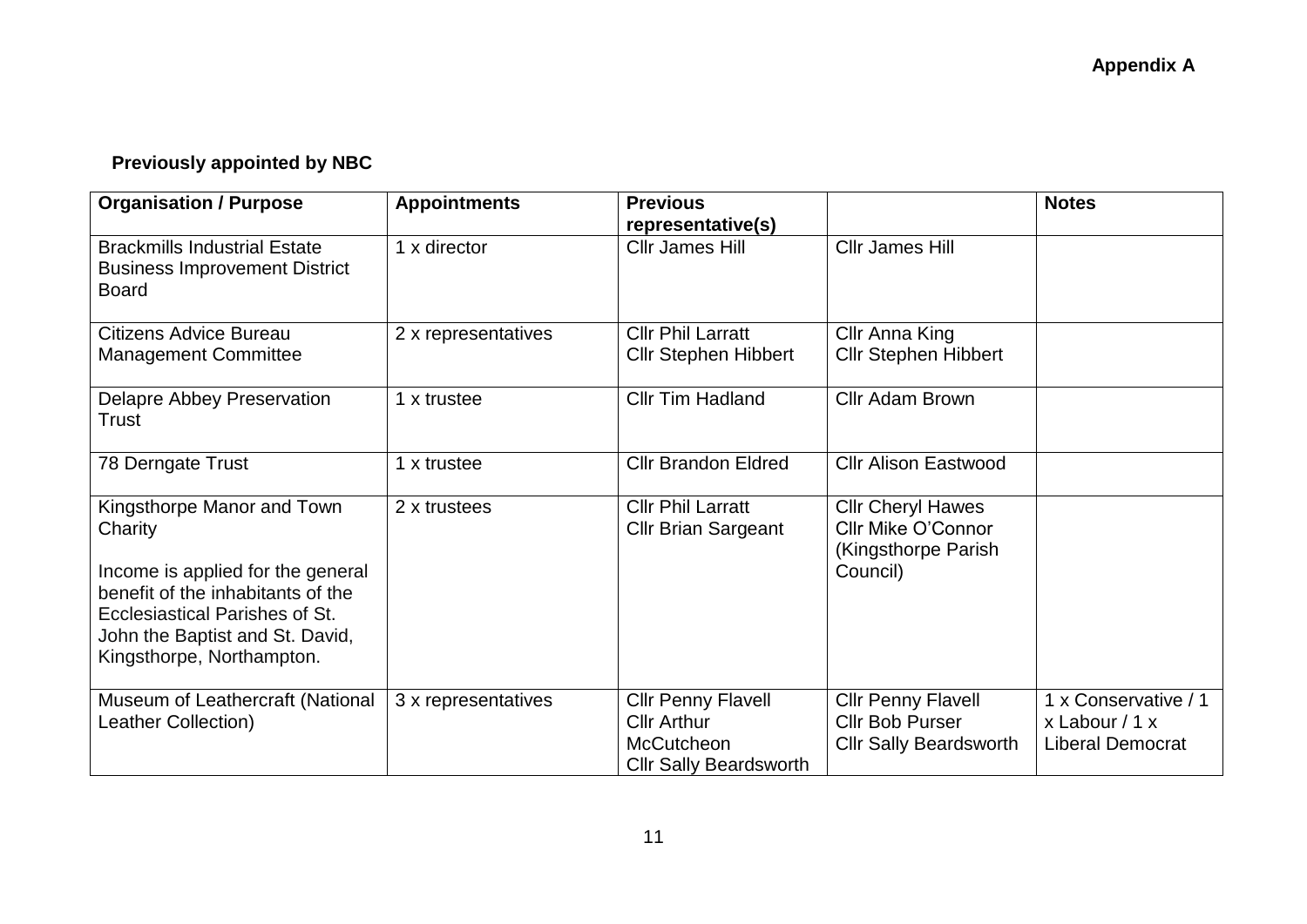**Appendix A**

**Previously appointed by NBC**

| Organisation / Purpose | Appointments | Previous representative(s) | | Notes |
|---|---|---|---|---|
| Brackmills Industrial Estate Business Improvement District Board | 1 x director | Cllr James Hill | Cllr James Hill | |
| Citizens Advice Bureau Management Committee | 2 x representatives | Cllr Phil Larratt<br>Cllr Stephen Hibbert | Cllr Anna King<br>Cllr Stephen Hibbert | |
| Delapre Abbey Preservation Trust | 1 x trustee | Cllr Tim Hadland | Cllr Adam Brown | |
| 78 Derngate Trust | 1 x trustee | Cllr Brandon Eldred | Cllr Alison Eastwood | |
| Kingsthorpe Manor and Town Charity<br><br>Income is applied for the general benefit of the inhabitants of the Ecclesiastical Parishes of St. John the Baptist and St. David, Kingsthorpe, Northampton. | 2 x trustees | Cllr Phil Larratt<br>Cllr Brian Sargeant | Cllr Cheryl Hawes<br>Cllr Mike O'Connor<br>(Kingsthorpe Parish Council) | |
| Museum of Leathercraft (National Leather Collection) | 3 x representatives | Cllr Penny Flavell<br>Cllr Arthur McCutcheon<br>Cllr Sally Beardsworth | Cllr Penny Flavell<br>Cllr Bob Purser<br>Cllr Sally Beardsworth | 1 x Conservative / 1 x Labour / 1 x Liberal Democrat |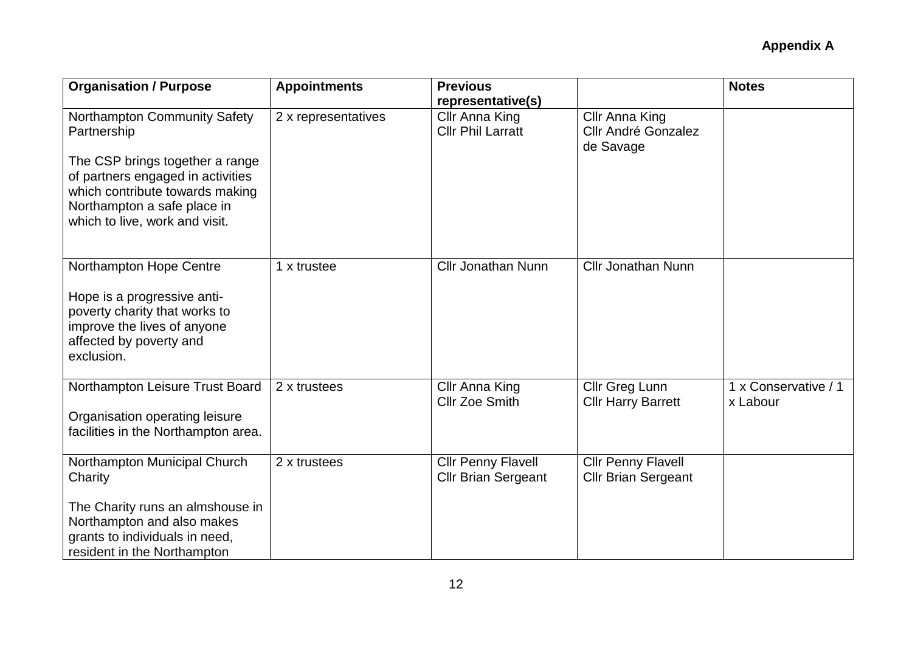**Appendix A**

| Organisation / Purpose | Appointments | Previous representative(s) | | Notes |
|---|---|---|---|---|
| Northampton Community Safety Partnership<br><br>The CSP brings together a range of partners engaged in activities which contribute towards making Northampton a safe place in which to live, work and visit. | 2 x representatives | Cllr Anna King<br>Cllr Phil Larratt | Cllr Anna King<br>Cllr André Gonzalez de Savage | |
| Northampton Hope Centre<br><br>Hope is a progressive anti-poverty charity that works to improve the lives of anyone affected by poverty and exclusion. | 1 x trustee | Cllr Jonathan Nunn | Cllr Jonathan Nunn | |
| Northampton Leisure Trust Board<br><br>Organisation operating leisure facilities in the Northampton area. | 2 x trustees | Cllr Anna King<br>Cllr Zoe Smith | Cllr Greg Lunn<br>Cllr Harry Barrett | 1 x Conservative / 1 x Labour |
| Northampton Municipal Church Charity<br><br>The Charity runs an almshouse in Northampton and also makes grants to individuals in need, resident in the Northampton | 2 x trustees | Cllr Penny Flavell<br>Cllr Brian Sergeant | Cllr Penny Flavell<br>Cllr Brian Sergeant | |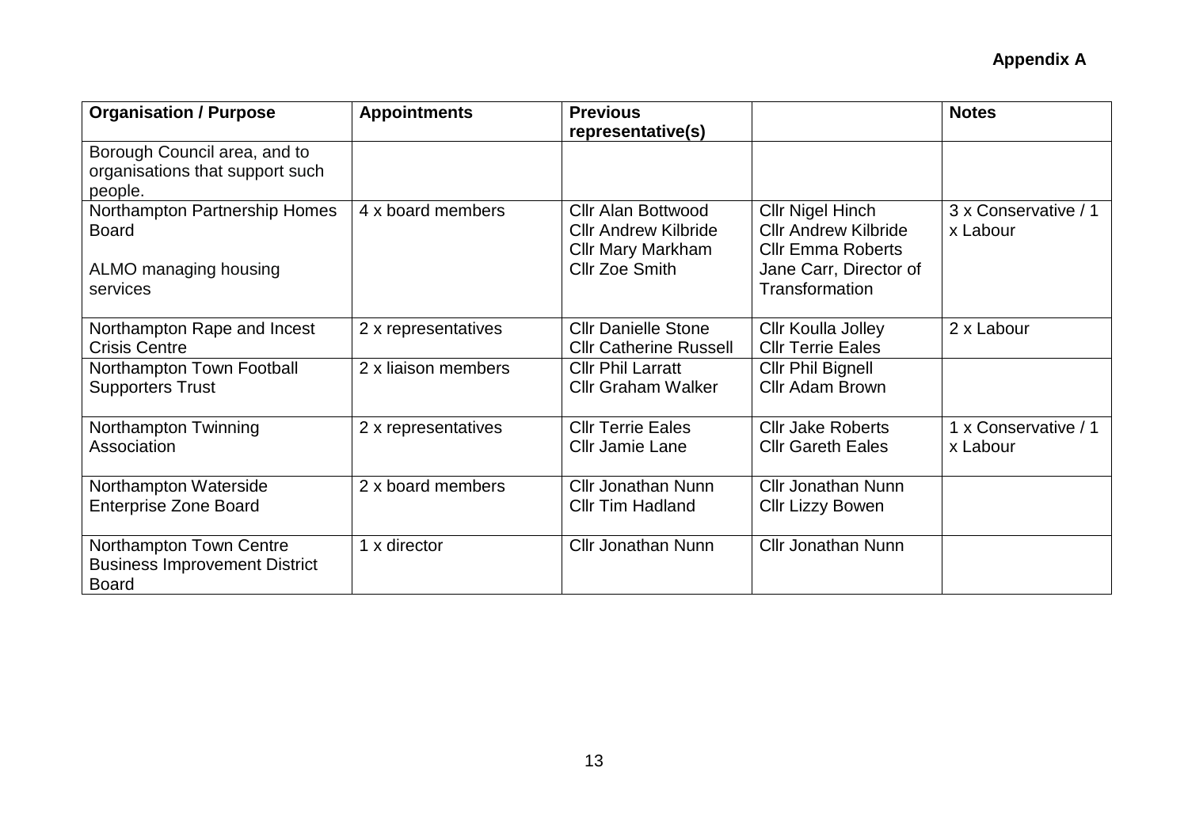**Appendix A**

| Organisation / Purpose | Appointments | Previous representative(s) | | Notes |
|---|---|---|---|---|
| Borough Council area, and to organisations that support such people. | | | | |
| Northampton Partnership Homes Board<br><br>ALMO managing housing services | 4 x board members | Cllr Alan Bottwood<br>Cllr Andrew Kilbride<br>Cllr Mary Markham<br>Cllr Zoe Smith | Cllr Nigel Hinch<br>Cllr Andrew Kilbride<br>Cllr Emma Roberts<br>Jane Carr, Director of Transformation | 3 x Conservative / 1 x Labour |
| Northampton Rape and Incest Crisis Centre | 2 x representatives | Cllr Danielle Stone<br>Cllr Catherine Russell | Cllr Koulla Jolley<br>Cllr Terrie Eales | 2 x Labour |
| Northampton Town Football Supporters Trust | 2 x liaison members | Cllr Phil Larratt<br>Cllr Graham Walker | Cllr Phil Bignell<br>Cllr Adam Brown | |
| Northampton Twinning Association | 2 x representatives | Cllr Terrie Eales<br>Cllr Jamie Lane | Cllr Jake Roberts<br>Cllr Gareth Eales | 1 x Conservative / 1 x Labour |
| Northampton Waterside Enterprise Zone Board | 2 x board members | Cllr Jonathan Nunn<br>Cllr Tim Hadland | Cllr Jonathan Nunn<br>Cllr Lizzy Bowen | |
| Northampton Town Centre Business Improvement District Board | 1 x director | Cllr Jonathan Nunn | Cllr Jonathan Nunn | |